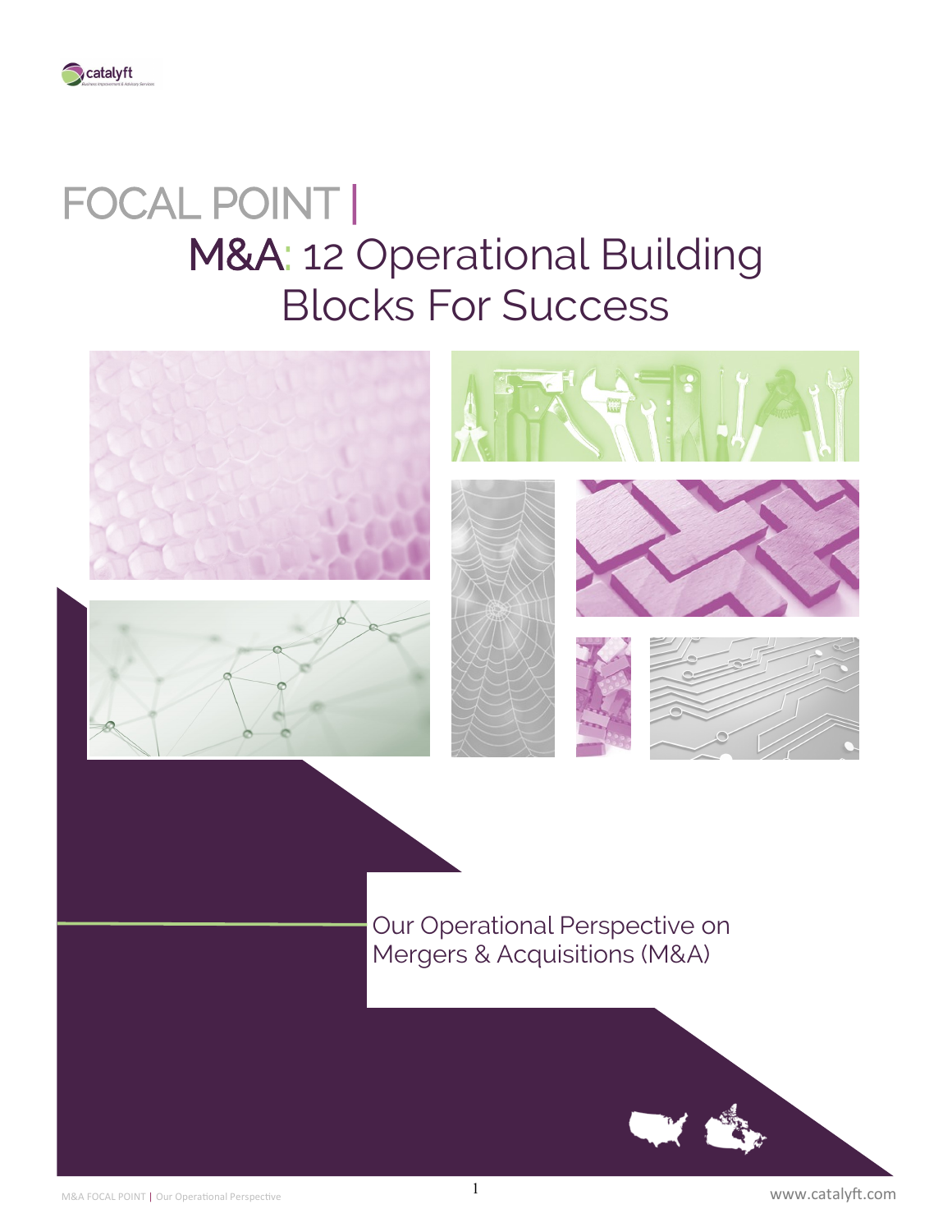# FOCAL POINT | M&A: 12 Operational Building Blocks For Success

Our Operational Perspective on Mergers & Acquisitions (M&A)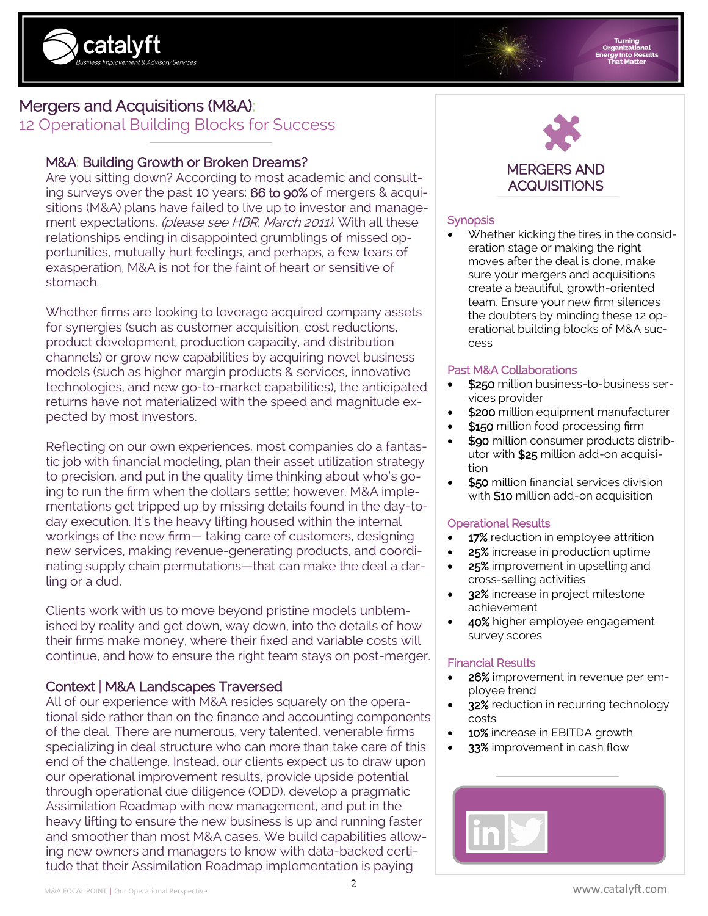# Mergers and Acquisitions (M&A):
## 12 Operational Building Blocks for Success

### M&A: Building Growth or Broken Dreams?

Are you sitting down? According to most academic and consulting surveys over the past 10 years: **66 to 90%** of mergers & acquisitions (M&A) plans have failed to live up to investor and management expectations. *(please see HBR, March 2011)*. With all these relationships ending in disappointed grumblings of missed opportunities, mutually hurt feelings, and perhaps, a few tears of exasperation, M&A is not for the faint of heart or sensitive of stomach.

Whether firms are looking to leverage acquired company assets for synergies (such as customer acquisition, cost reductions, product development, production capacity, and distribution channels) or grow new capabilities by acquiring novel business models (such as higher margin products & services, innovative technologies, and new go-to-market capabilities), the anticipated returns have not materialized with the speed and magnitude expected by most investors.

Reflecting on our own experiences, most companies do a fantastic job with financial modeling, plan their asset utilization strategy to precision, and put in the quality time thinking about who's going to run the firm when the dollars settle; however, M&A implementations get tripped up by missing details found in the day-to-day execution. It's the heavy lifting housed within the internal workings of the new firm— taking care of customers, designing new services, making revenue-generating products, and coordinating supply chain permutations—that can make the deal a darling or a dud.

Clients work with us to move beyond pristine models unblemished by reality and get down, way down, into the details of how their firms make money, where their fixed and variable costs will continue, and how to ensure the right team stays on post-merger.

### Context | M&A Landscapes Traversed

All of our experience with M&A resides squarely on the operational side rather than on the finance and accounting components of the deal. There are numerous, very talented, venerable firms specializing in deal structure who can more than take care of this end of the challenge. Instead, our clients expect us to draw upon our operational improvement results, provide upside potential through operational due diligence (ODD), develop a pragmatic Assimilation Roadmap with new management, and put in the heavy lifting to ensure the new business is up and running faster and smoother than most M&A cases. We build capabilities allowing new owners and managers to know with data-backed certitude that their Assimilation Roadmap implementation is paying

## MERGERS AND ACQUISITIONS

### Synopsis

- Whether kicking the tires in the consideration stage or making the right moves after the deal is done, make sure your mergers and acquisitions create a beautiful, growth-oriented team. Ensure your new firm silences the doubters by minding these 12 operational building blocks of M&A success

### Past M&A Collaborations

- **$250** million business-to-business services provider
- **$200** million equipment manufacturer
- **$150** million food processing firm
- **$90** million consumer products distributor with **$25** million add-on acquisition
- **$50** million financial services division with **$10** million add-on acquisition

### Operational Results

- **17%** reduction in employee attrition
- **25%** increase in production uptime
- **25%** improvement in upselling and cross-selling activities
- **32%** increase in project milestone achievement
- **40%** higher employee engagement survey scores

### Financial Results

- **26%** improvement in revenue per employee trend
- **32%** reduction in recurring technology costs
- **10%** increase in EBITDA growth
- **33%** improvement in cash flow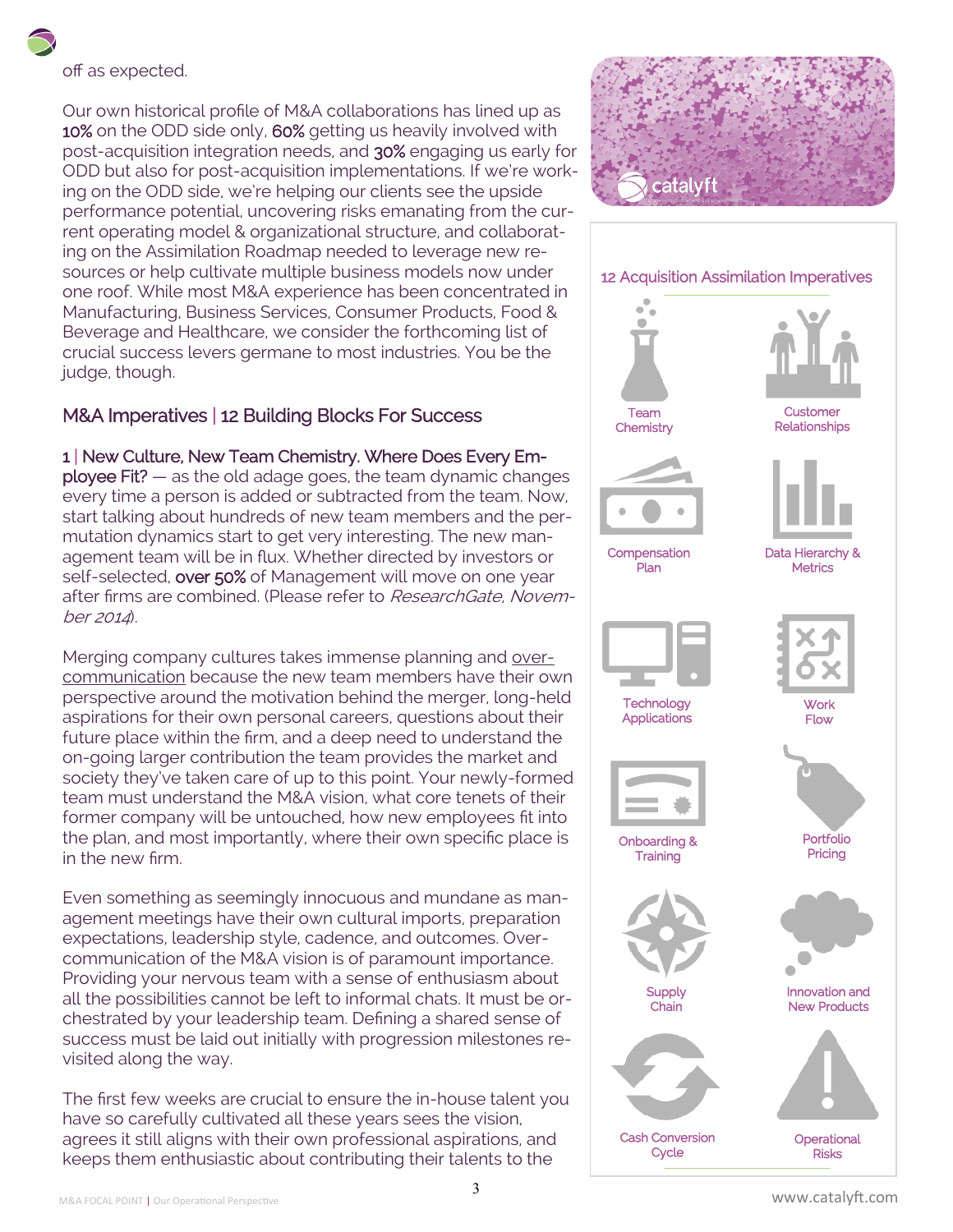off as expected.

Our own historical profile of M&A collaborations has lined up as **10%** on the ODD side only, **60%** getting us heavily involved with post-acquisition integration needs, and **30%** engaging us early for ODD but also for post-acquisition implementations. If we're working on the ODD side, we're helping our clients see the upside performance potential, uncovering risks emanating from the current operating model & organizational structure, and collaborating on the Assimilation Roadmap needed to leverage new resources or help cultivate multiple business models now under one roof. While most M&A experience has been concentrated in Manufacturing, Business Services, Consumer Products, Food & Beverage and Healthcare, we consider the forthcoming list of crucial success levers germane to most industries. You be the judge, though.

## M&A Imperatives | 12 Building Blocks For Success

**1 | New Culture, New Team Chemistry. Where Does Every Employee Fit?** — as the old adage goes, the team dynamic changes every time a person is added or subtracted from the team. Now, start talking about hundreds of new team members and the permutation dynamics start to get very interesting. The new management team will be in flux. Whether directed by investors or self-selected, **over 50%** of Management will move on one year after firms are combined. (Please refer to *ResearchGate, November 2014*).

Merging company cultures takes immense planning and over-communication because the new team members have their own perspective around the motivation behind the merger, long-held aspirations for their own personal careers, questions about their future place within the firm, and a deep need to understand the on-going larger contribution the team provides the market and society they've taken care of up to this point. Your newly-formed team must understand the M&A vision, what core tenets of their former company will be untouched, how new employees fit into the plan, and most importantly, where their own specific place is in the new firm.

Even something as seemingly innocuous and mundane as management meetings have their own cultural imports, preparation expectations, leadership style, cadence, and outcomes. Over-communication of the M&A vision is of paramount importance. Providing your nervous team with a sense of enthusiasm about all the possibilities cannot be left to informal chats. It must be orchestrated by your leadership team. Defining a shared sense of success must be laid out initially with progression milestones revisited along the way.

The first few weeks are crucial to ensure the in-house talent you have so carefully cultivated all these years sees the vision, agrees it still aligns with their own professional aspirations, and keeps them enthusiastic about contributing their talents to the

### 12 Acquisition Assimilation Imperatives

- Team Chemistry
- Customer Relationships
- Compensation Plan
- Data Hierarchy & Metrics
- Technology Applications
- Work Flow
- Onboarding & Training
- Portfolio Pricing
- Supply Chain
- Innovation and New Products
- Cash Conversion Cycle
- Operational Risks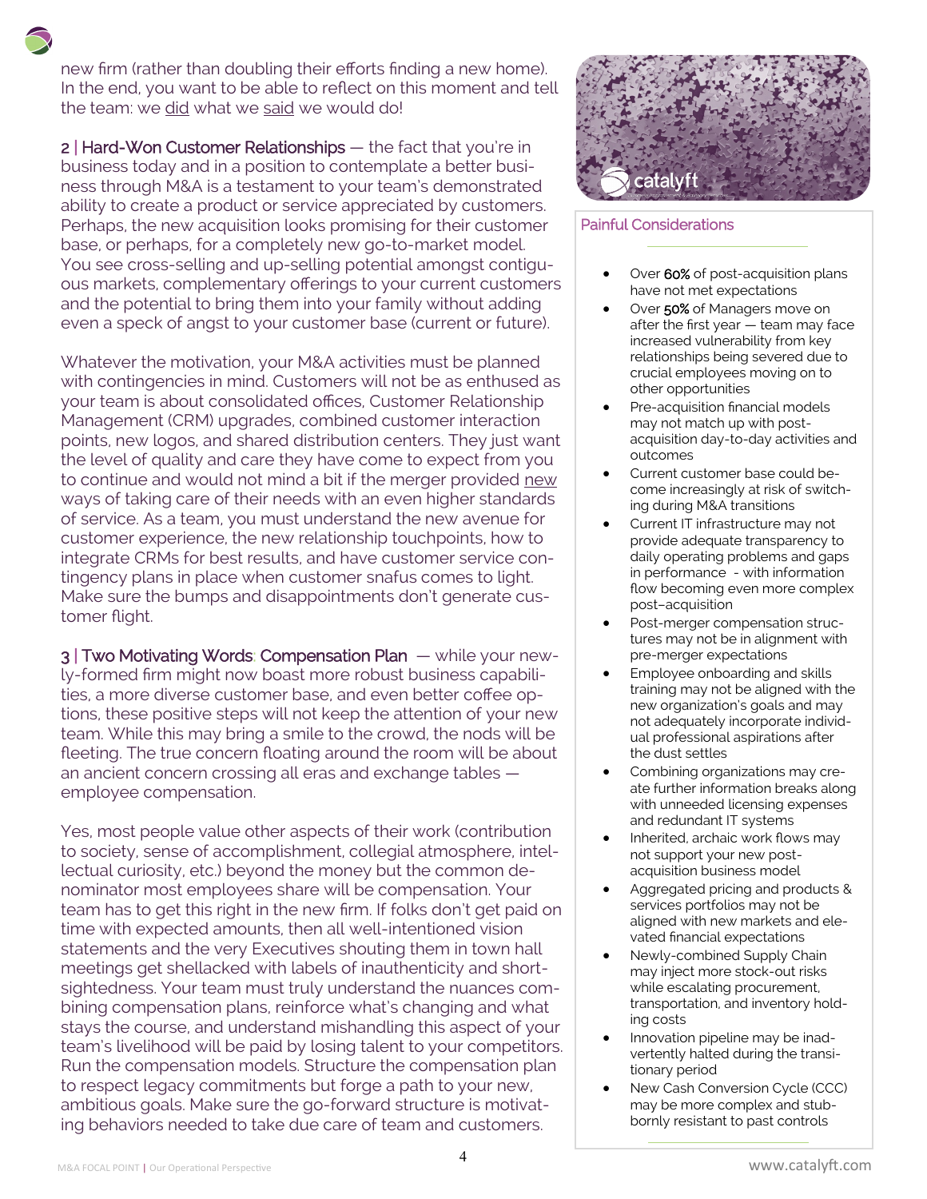new firm (rather than doubling their efforts finding a new home). In the end, you want to be able to reflect on this moment and tell the team: we did what we said we would do!

**2 | Hard-Won Customer Relationships** — the fact that you're in business today and in a position to contemplate a better business through M&A is a testament to your team's demonstrated ability to create a product or service appreciated by customers. Perhaps, the new acquisition looks promising for their customer base, or perhaps, for a completely new go-to-market model. You see cross-selling and up-selling potential amongst contiguous markets, complementary offerings to your current customers and the potential to bring them into your family without adding even a speck of angst to your customer base (current or future).

Whatever the motivation, your M&A activities must be planned with contingencies in mind. Customers will not be as enthused as your team is about consolidated offices, Customer Relationship Management (CRM) upgrades, combined customer interaction points, new logos, and shared distribution centers. They just want the level of quality and care they have come to expect from you to continue and would not mind a bit if the merger provided new ways of taking care of their needs with an even higher standards of service. As a team, you must understand the new avenue for customer experience, the new relationship touchpoints, how to integrate CRMs for best results, and have customer service contingency plans in place when customer snafus comes to light. Make sure the bumps and disappointments don't generate customer flight.

**3 | Two Motivating Words: Compensation Plan** — while your newly-formed firm might now boast more robust business capabilities, a more diverse customer base, and even better coffee options, these positive steps will not keep the attention of your new team. While this may bring a smile to the crowd, the nods will be fleeting. The true concern floating around the room will be about an ancient concern crossing all eras and exchange tables — employee compensation.

Yes, most people value other aspects of their work (contribution to society, sense of accomplishment, collegial atmosphere, intellectual curiosity, etc.) beyond the money but the common denominator most employees share will be compensation. Your team has to get this right in the new firm. If folks don't get paid on time with expected amounts, then all well-intentioned vision statements and the very Executives shouting them in town hall meetings get shellacked with labels of inauthenticity and short-sightedness. Your team must truly understand the nuances combining compensation plans, reinforce what's changing and what stays the course, and understand mishandling this aspect of your team's livelihood will be paid by losing talent to your competitors. Run the compensation models. Structure the compensation plan to respect legacy commitments but forge a path to your new, ambitious goals. Make sure the go-forward structure is motivating behaviors needed to take due care of team and customers.

### Painful Considerations

- Over **60%** of post-acquisition plans have not met expectations
- Over **50%** of Managers move on after the first year — team may face increased vulnerability from key relationships being severed due to crucial employees moving on to other opportunities
- Pre-acquisition financial models may not match up with post-acquisition day-to-day activities and outcomes
- Current customer base could become increasingly at risk of switching during M&A transitions
- Current IT infrastructure may not provide adequate transparency to daily operating problems and gaps in performance - with information flow becoming even more complex post–acquisition
- Post-merger compensation structures may not be in alignment with pre-merger expectations
- Employee onboarding and skills training may not be aligned with the new organization's goals and may not adequately incorporate individual professional aspirations after the dust settles
- Combining organizations may create further information breaks along with unneeded licensing expenses and redundant IT systems
- Inherited, archaic work flows may not support your new post-acquisition business model
- Aggregated pricing and products & services portfolios may not be aligned with new markets and elevated financial expectations
- Newly-combined Supply Chain may inject more stock-out risks while escalating procurement, transportation, and inventory holding costs
- Innovation pipeline may be inadvertently halted during the transitionary period
- New Cash Conversion Cycle (CCC) may be more complex and stubbornly resistant to past controls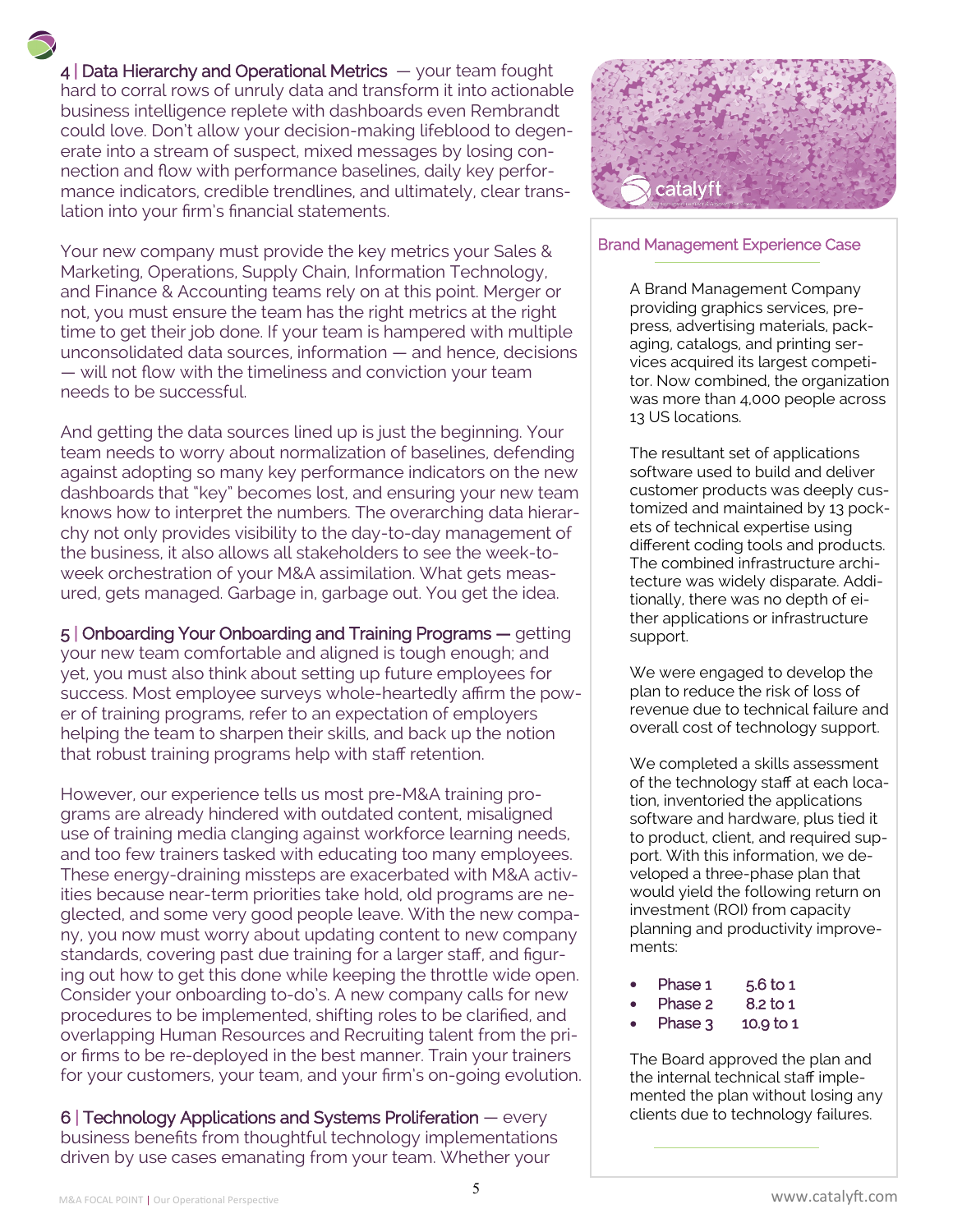**4 | Data Hierarchy and Operational Metrics** — your team fought hard to corral rows of unruly data and transform it into actionable business intelligence replete with dashboards even Rembrandt could love. Don't allow your decision-making lifeblood to degenerate into a stream of suspect, mixed messages by losing connection and flow with performance baselines, daily key performance indicators, credible trendlines, and ultimately, clear translation into your firm's financial statements.

Your new company must provide the key metrics your Sales & Marketing, Operations, Supply Chain, Information Technology, and Finance & Accounting teams rely on at this point. Merger or not, you must ensure the team has the right metrics at the right time to get their job done. If your team is hampered with multiple unconsolidated data sources, information — and hence, decisions — will not flow with the timeliness and conviction your team needs to be successful.

And getting the data sources lined up is just the beginning. Your team needs to worry about normalization of baselines, defending against adopting so many key performance indicators on the new dashboards that "key" becomes lost, and ensuring your new team knows how to interpret the numbers. The overarching data hierarchy not only provides visibility to the day-to-day management of the business, it also allows all stakeholders to see the week-to-week orchestration of your M&A assimilation. What gets measured, gets managed. Garbage in, garbage out. You get the idea.

**5 | Onboarding Your Onboarding and Training Programs —** getting your new team comfortable and aligned is tough enough; and yet, you must also think about setting up future employees for success. Most employee surveys whole-heartedly affirm the power of training programs, refer to an expectation of employers helping the team to sharpen their skills, and back up the notion that robust training programs help with staff retention.

However, our experience tells us most pre-M&A training programs are already hindered with outdated content, misaligned use of training media clanging against workforce learning needs, and too few trainers tasked with educating too many employees. These energy-draining missteps are exacerbated with M&A activities because near-term priorities take hold, old programs are neglected, and some very good people leave. With the new company, you now must worry about updating content to new company standards, covering past due training for a larger staff, and figuring out how to get this done while keeping the throttle wide open. Consider your onboarding to-do's. A new company calls for new procedures to be implemented, shifting roles to be clarified, and overlapping Human Resources and Recruiting talent from the prior firms to be re-deployed in the best manner. Train your trainers for your customers, your team, and your firm's on-going evolution.

**6 | Technology Applications and Systems Proliferation** — every business benefits from thoughtful technology implementations driven by use cases emanating from your team. Whether your

catalyft

### Brand Management Experience Case

A Brand Management Company providing graphics services, prepress, advertising materials, packaging, catalogs, and printing services acquired its largest competitor. Now combined, the organization was more than 4,000 people across 13 US locations.

The resultant set of applications software used to build and deliver customer products was deeply customized and maintained by 13 pockets of technical expertise using different coding tools and products. The combined infrastructure architecture was widely disparate. Additionally, there was no depth of either applications or infrastructure support.

We were engaged to develop the plan to reduce the risk of loss of revenue due to technical failure and overall cost of technology support.

We completed a skills assessment of the technology staff at each location, inventoried the applications software and hardware, plus tied it to product, client, and required support. With this information, we developed a three-phase plan that would yield the following return on investment (ROI) from capacity planning and productivity improvements:

- Phase 1 — 5.6 to 1
- Phase 2 — 8.2 to 1
- Phase 3 — 10.9 to 1

The Board approved the plan and the internal technical staff implemented the plan without losing any clients due to technology failures.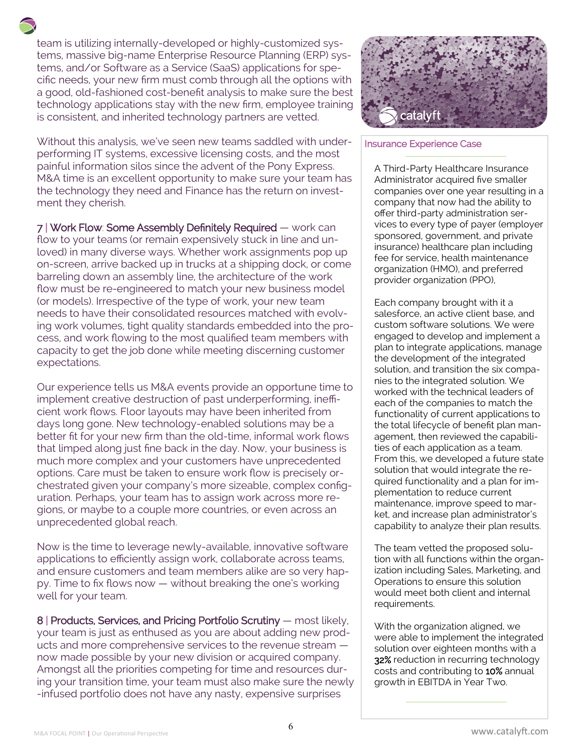team is utilizing internally-developed or highly-customized systems, massive big-name Enterprise Resource Planning (ERP) systems, and/or Software as a Service (SaaS) applications for specific needs, your new firm must comb through all the options with a good, old-fashioned cost-benefit analysis to make sure the best technology applications stay with the new firm, employee training is consistent, and inherited technology partners are vetted.

Without this analysis, we've seen new teams saddled with underperforming IT systems, excessive licensing costs, and the most painful information silos since the advent of the Pony Express. M&A time is an excellent opportunity to make sure your team has the technology they need and Finance has the return on investment they cherish.

**7 | Work Flow: Some Assembly Definitely Required** — work can flow to your teams (or remain expensively stuck in line and unloved) in many diverse ways. Whether work assignments pop up on-screen, arrive backed up in trucks at a shipping dock, or come barreling down an assembly line, the architecture of the work flow must be re-engineered to match your new business model (or models). Irrespective of the type of work, your new team needs to have their consolidated resources matched with evolving work volumes, tight quality standards embedded into the process, and work flowing to the most qualified team members with capacity to get the job done while meeting discerning customer expectations.

Our experience tells us M&A events provide an opportune time to implement creative destruction of past underperforming, inefficient work flows. Floor layouts may have been inherited from days long gone. New technology-enabled solutions may be a better fit for your new firm than the old-time, informal work flows that limped along just fine back in the day. Now, your business is much more complex and your customers have unprecedented options. Care must be taken to ensure work flow is precisely orchestrated given your company's more sizeable, complex configuration. Perhaps, your team has to assign work across more regions, or maybe to a couple more countries, or even across an unprecedented global reach.

Now is the time to leverage newly-available, innovative software applications to efficiently assign work, collaborate across teams, and ensure customers and team members alike are so very happy. Time to fix flows now — without breaking the one's working well for your team.

**8 | Products, Services, and Pricing Portfolio Scrutiny** — most likely, your team is just as enthused as you are about adding new products and more comprehensive services to the revenue stream — now made possible by your new division or acquired company. Amongst all the priorities competing for time and resources during your transition time, your team must also make sure the newly-infused portfolio does not have any nasty, expensive surprises

### Insurance Experience Case

A Third-Party Healthcare Insurance Administrator acquired five smaller companies over one year resulting in a company that now had the ability to offer third-party administration services to every type of payer (employer sponsored, government, and private insurance) healthcare plan including fee for service, health maintenance organization (HMO), and preferred provider organization (PPO),

Each company brought with it a salesforce, an active client base, and custom software solutions. We were engaged to develop and implement a plan to integrate applications, manage the development of the integrated solution, and transition the six companies to the integrated solution. We worked with the technical leaders of each of the companies to match the functionality of current applications to the total lifecycle of benefit plan management, then reviewed the capabilities of each application as a team. From this, we developed a future state solution that would integrate the required functionality and a plan for implementation to reduce current maintenance, improve speed to market, and increase plan administrator's capability to analyze their plan results.

The team vetted the proposed solution with all functions within the organization including Sales, Marketing, and Operations to ensure this solution would meet both client and internal requirements.

With the organization aligned, we were able to implement the integrated solution over eighteen months with a **32%** reduction in recurring technology costs and contributing to **10%** annual growth in EBITDA in Year Two.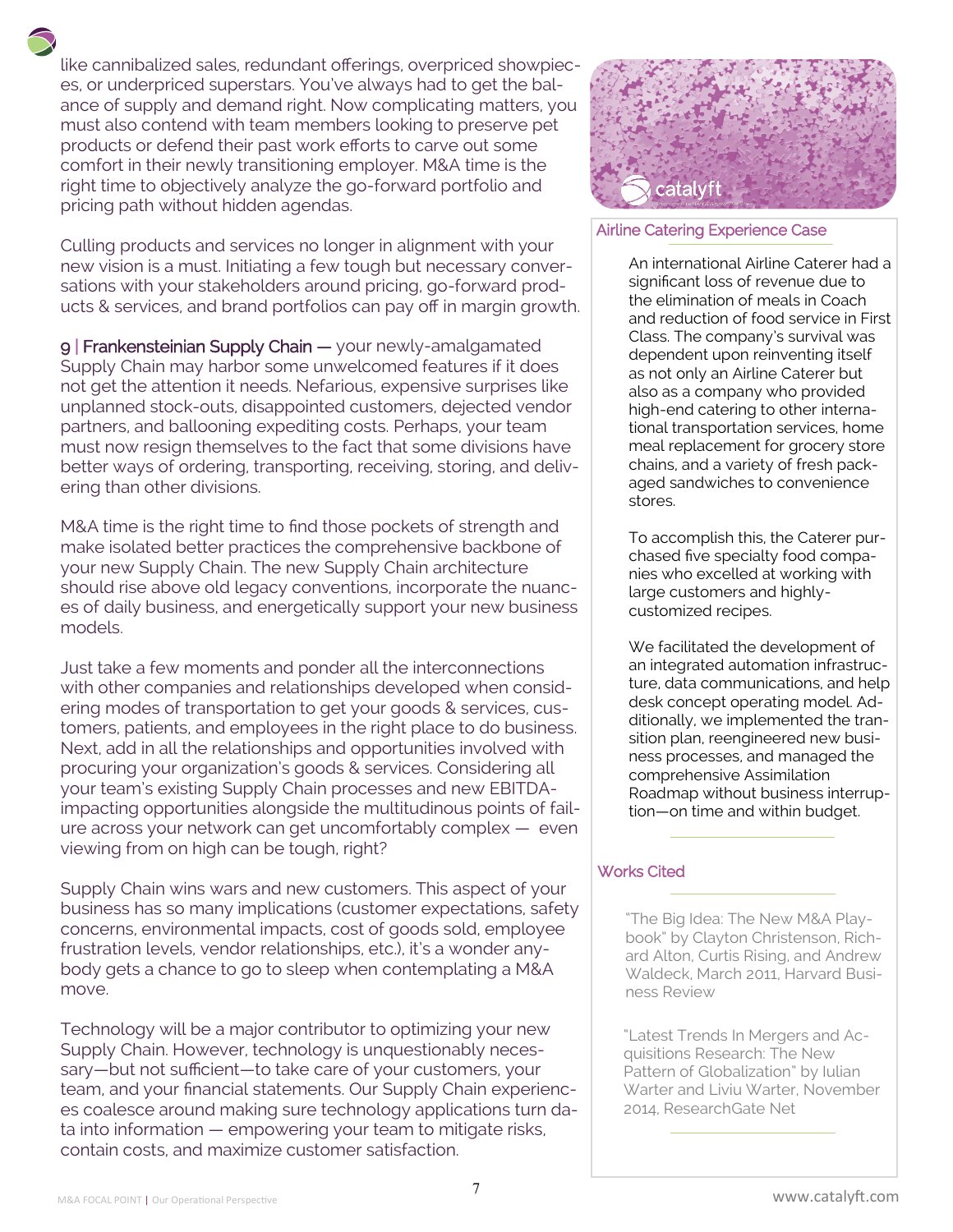like cannibalized sales, redundant offerings, overpriced showpieces, or underpriced superstars. You've always had to get the balance of supply and demand right. Now complicating matters, you must also contend with team members looking to preserve pet products or defend their past work efforts to carve out some comfort in their newly transitioning employer. M&A time is the right time to objectively analyze the go-forward portfolio and pricing path without hidden agendas.

Culling products and services no longer in alignment with your new vision is a must. Initiating a few tough but necessary conversations with your stakeholders around pricing, go-forward products & services, and brand portfolios can pay off in margin growth.

9 | **Frankensteinian Supply Chain —** your newly-amalgamated Supply Chain may harbor some unwelcomed features if it does not get the attention it needs. Nefarious, expensive surprises like unplanned stock-outs, disappointed customers, dejected vendor partners, and ballooning expediting costs. Perhaps, your team must now resign themselves to the fact that some divisions have better ways of ordering, transporting, receiving, storing, and delivering than other divisions.

M&A time is the right time to find those pockets of strength and make isolated better practices the comprehensive backbone of your new Supply Chain. The new Supply Chain architecture should rise above old legacy conventions, incorporate the nuances of daily business, and energetically support your new business models.

Just take a few moments and ponder all the interconnections with other companies and relationships developed when considering modes of transportation to get your goods & services, customers, patients, and employees in the right place to do business. Next, add in all the relationships and opportunities involved with procuring your organization's goods & services. Considering all your team's existing Supply Chain processes and new EBITDA-impacting opportunities alongside the multitudinous points of failure across your network can get uncomfortably complex — even viewing from on high can be tough, right?

Supply Chain wins wars and new customers. This aspect of your business has so many implications (customer expectations, safety concerns, environmental impacts, cost of goods sold, employee frustration levels, vendor relationships, etc.), it's a wonder anybody gets a chance to go to sleep when contemplating a M&A move.

Technology will be a major contributor to optimizing your new Supply Chain. However, technology is unquestionably necessary—but not sufficient—to take care of your customers, your team, and your financial statements. Our Supply Chain experiences coalesce around making sure technology applications turn data into information — empowering your team to mitigate risks, contain costs, and maximize customer satisfaction.

### Airline Catering Experience Case

An international Airline Caterer had a significant loss of revenue due to the elimination of meals in Coach and reduction of food service in First Class. The company's survival was dependent upon reinventing itself as not only an Airline Caterer but also as a company who provided high-end catering to other international transportation services, home meal replacement for grocery store chains, and a variety of fresh packaged sandwiches to convenience stores.

To accomplish this, the Caterer purchased five specialty food companies who excelled at working with large customers and highly-customized recipes.

We facilitated the development of an integrated automation infrastructure, data communications, and help desk concept operating model. Additionally, we implemented the transition plan, reengineered new business processes, and managed the comprehensive Assimilation Roadmap without business interruption—on time and within budget.

### Works Cited

"The Big Idea: The New M&A Playbook" by Clayton Christenson, Richard Alton, Curtis Rising, and Andrew Waldeck, March 2011, Harvard Business Review

"Latest Trends In Mergers and Acquisitions Research: The New Pattern of Globalization" by Iulian Warter and Liviu Warter, November 2014, ResearchGate Net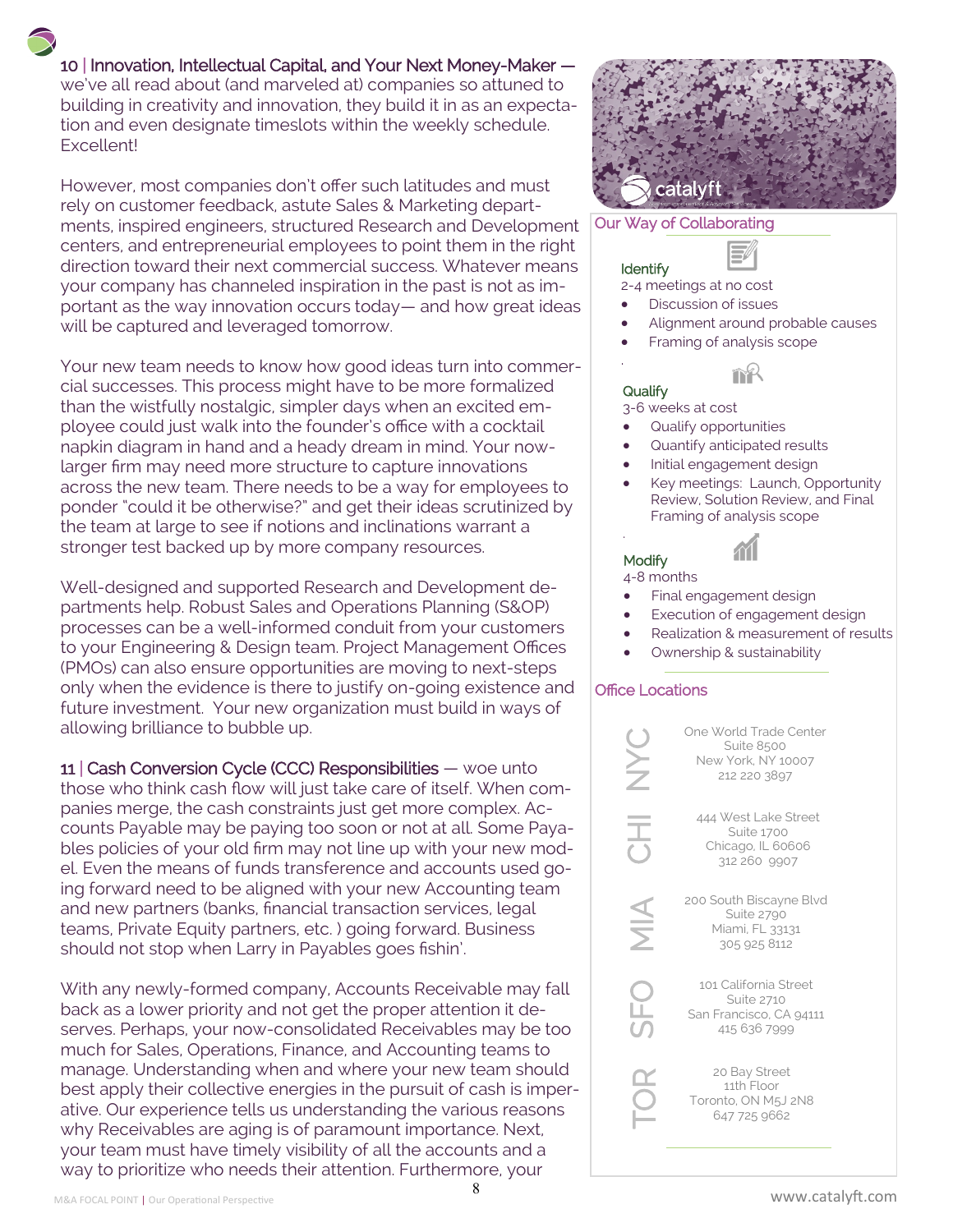**10 | Innovation, Intellectual Capital, and Your Next Money-Maker** — we've all read about (and marveled at) companies so attuned to building in creativity and innovation, they build it in as an expectation and even designate timeslots within the weekly schedule. Excellent!

However, most companies don't offer such latitudes and must rely on customer feedback, astute Sales & Marketing departments, inspired engineers, structured Research and Development centers, and entrepreneurial employees to point them in the right direction toward their next commercial success. Whatever means your company has channeled inspiration in the past is not as important as the way innovation occurs today— and how great ideas will be captured and leveraged tomorrow.

Your new team needs to know how good ideas turn into commercial successes. This process might have to be more formalized than the wistfully nostalgic, simpler days when an excited employee could just walk into the founder's office with a cocktail napkin diagram in hand and a heady dream in mind. Your now-larger firm may need more structure to capture innovations across the new team. There needs to be a way for employees to ponder "could it be otherwise?" and get their ideas scrutinized by the team at large to see if notions and inclinations warrant a stronger test backed up by more company resources.

Well-designed and supported Research and Development departments help. Robust Sales and Operations Planning (S&OP) processes can be a well-informed conduit from your customers to your Engineering & Design team. Project Management Offices (PMOs) can also ensure opportunities are moving to next-steps only when the evidence is there to justify on-going existence and future investment. Your new organization must build in ways of allowing brilliance to bubble up.

**11 | Cash Conversion Cycle (CCC) Responsibilities** — woe unto those who think cash flow will just take care of itself. When companies merge, the cash constraints just get more complex. Accounts Payable may be paying too soon or not at all. Some Payables policies of your old firm may not line up with your new model. Even the means of funds transference and accounts used going forward need to be aligned with your new Accounting team and new partners (banks, financial transaction services, legal teams, Private Equity partners, etc. ) going forward. Business should not stop when Larry in Payables goes fishin'.

With any newly-formed company, Accounts Receivable may fall back as a lower priority and not get the proper attention it deserves. Perhaps, your now-consolidated Receivables may be too much for Sales, Operations, Finance, and Accounting teams to manage. Understanding when and where your new team should best apply their collective energies in the pursuit of cash is imperative. Our experience tells us understanding the various reasons why Receivables are aging is of paramount importance. Next, your team must have timely visibility of all the accounts and a way to prioritize who needs their attention. Furthermore, your

## Our Way of Collaborating

**Identify**
2-4 meetings at no cost
- Discussion of issues
- Alignment around probable causes
- Framing of analysis scope

**Qualify**
3-6 weeks at cost
- Qualify opportunities
- Quantify anticipated results
- Initial engagement design
- Key meetings: Launch, Opportunity Review, Solution Review, and Final Framing of analysis scope

**Modify**
4-8 months
- Final engagement design
- Execution of engagement design
- Realization & measurement of results
- Ownership & sustainability

## Office Locations

**NYC**
One World Trade Center
Suite 8500
New York, NY 10007
212 220 3897

**CHI**
444 West Lake Street
Suite 1700
Chicago, IL 60606
312 260 9907

**MIA**
200 South Biscayne Blvd
Suite 2790
Miami, FL 33131
305 925 8112

**SFO**
101 California Street
Suite 2710
San Francisco, CA 94111
415 636 7999

**TOR**
20 Bay Street
11th Floor
Toronto, ON M5J 2N8
647 725 9662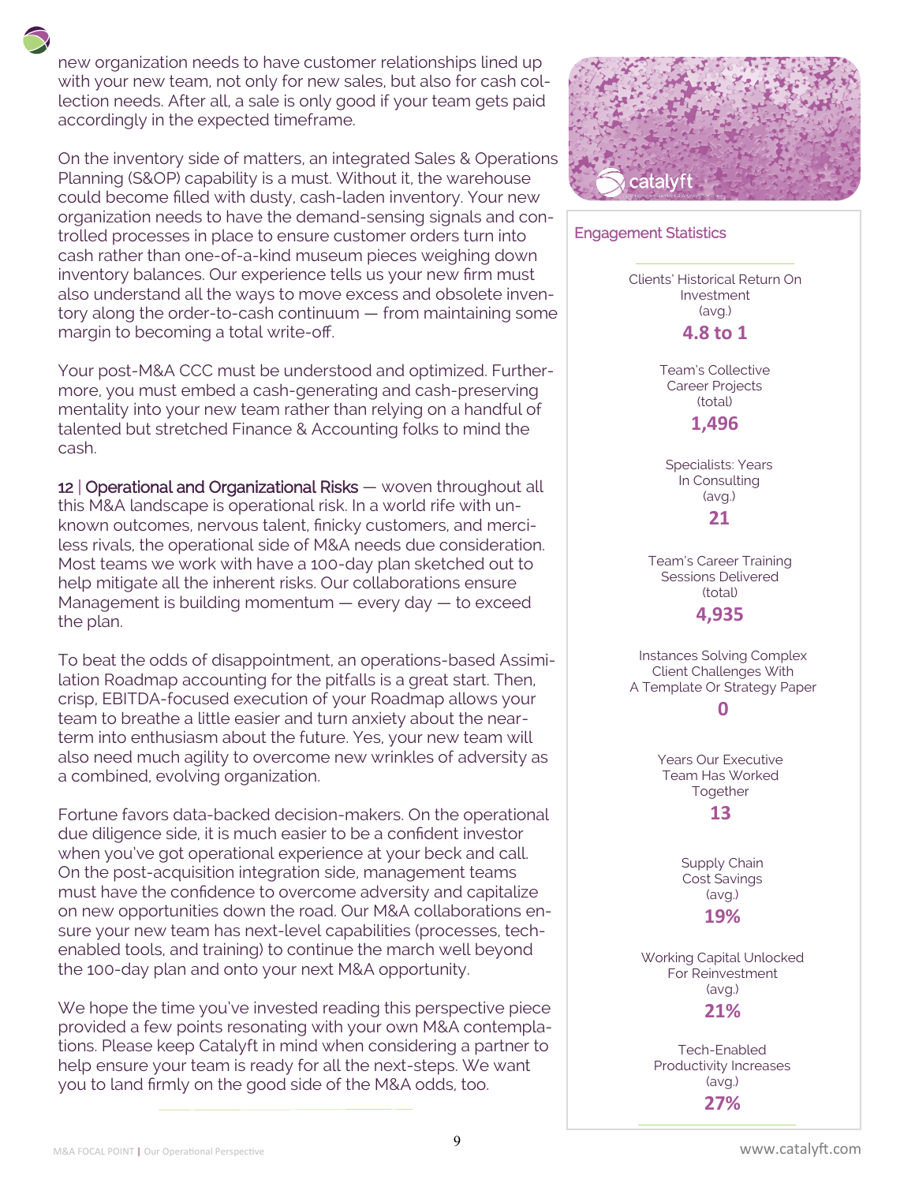new organization needs to have customer relationships lined up with your new team, not only for new sales, but also for cash collection needs. After all, a sale is only good if your team gets paid accordingly in the expected timeframe.

On the inventory side of matters, an integrated Sales & Operations Planning (S&OP) capability is a must. Without it, the warehouse could become filled with dusty, cash-laden inventory. Your new organization needs to have the demand-sensing signals and controlled processes in place to ensure customer orders turn into cash rather than one-of-a-kind museum pieces weighing down inventory balances. Our experience tells us your new firm must also understand all the ways to move excess and obsolete inventory along the order-to-cash continuum — from maintaining some margin to becoming a total write-off.

Your post-M&A CCC must be understood and optimized. Furthermore, you must embed a cash-generating and cash-preserving mentality into your new team rather than relying on a handful of talented but stretched Finance & Accounting folks to mind the cash.

**12 | Operational and Organizational Risks** — woven throughout all this M&A landscape is operational risk. In a world rife with unknown outcomes, nervous talent, finicky customers, and merciless rivals, the operational side of M&A needs due consideration. Most teams we work with have a 100-day plan sketched out to help mitigate all the inherent risks. Our collaborations ensure Management is building momentum — every day — to exceed the plan.

To beat the odds of disappointment, an operations-based Assimilation Roadmap accounting for the pitfalls is a great start. Then, crisp, EBITDA-focused execution of your Roadmap allows your team to breathe a little easier and turn anxiety about the near-term into enthusiasm about the future. Yes, your new team will also need much agility to overcome new wrinkles of adversity as a combined, evolving organization.

Fortune favors data-backed decision-makers. On the operational due diligence side, it is much easier to be a confident investor when you've got operational experience at your beck and call. On the post-acquisition integration side, management teams must have the confidence to overcome adversity and capitalize on new opportunities down the road. Our M&A collaborations ensure your new team has next-level capabilities (processes, tech-enabled tools, and training) to continue the march well beyond the 100-day plan and onto your next M&A opportunity.

We hope the time you've invested reading this perspective piece provided a few points resonating with your own M&A contemplations. Please keep Catalyft in mind when considering a partner to help ensure your team is ready for all the next-steps. We want you to land firmly on the good side of the M&A odds, too.

## Engagement Statistics

Clients' Historical Return On Investment (avg.)
**4.8 to 1**

Team's Collective Career Projects (total)
**1,496**

Specialists: Years In Consulting (avg.)
**21**

Team's Career Training Sessions Delivered (total)
**4,935**

Instances Solving Complex Client Challenges With A Template Or Strategy Paper
**0**

Years Our Executive Team Has Worked Together
**13**

Supply Chain Cost Savings (avg.)
**19%**

Working Capital Unlocked For Reinvestment (avg.)
**21%**

Tech-Enabled Productivity Increases (avg.)
**27%**